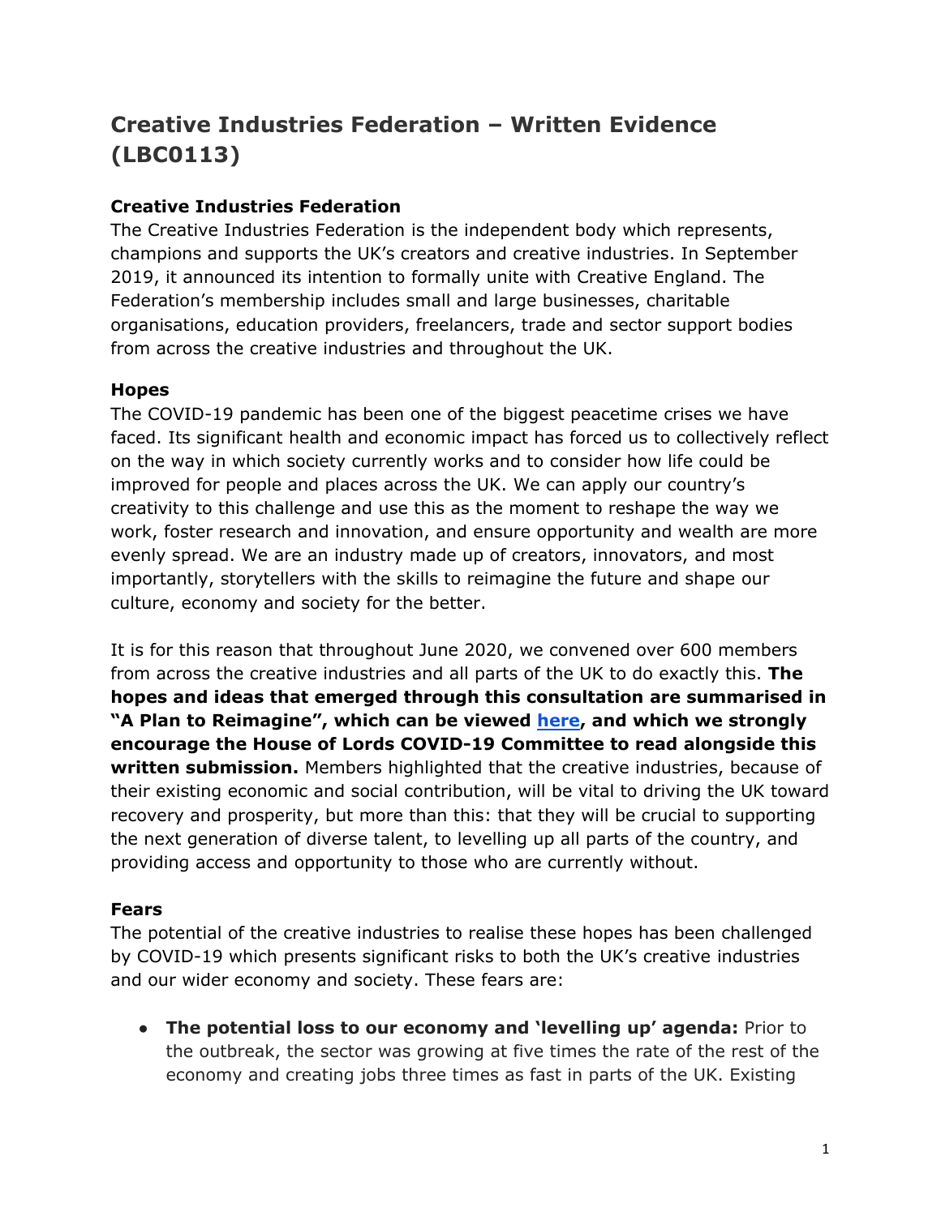# Creative Industries Federation – Written Evidence (LBC0113)

**Creative Industries Federation**
The Creative Industries Federation is the independent body which represents, champions and supports the UK's creators and creative industries. In September 2019, it announced its intention to formally unite with Creative England. The Federation's membership includes small and large businesses, charitable organisations, education providers, freelancers, trade and sector support bodies from across the creative industries and throughout the UK.

**Hopes**
The COVID-19 pandemic has been one of the biggest peacetime crises we have faced. Its significant health and economic impact has forced us to collectively reflect on the way in which society currently works and to consider how life could be improved for people and places across the UK. We can apply our country's creativity to this challenge and use this as the moment to reshape the way we work, foster research and innovation, and ensure opportunity and wealth are more evenly spread. We are an industry made up of creators, innovators, and most importantly, storytellers with the skills to reimagine the future and shape our culture, economy and society for the better.

It is for this reason that throughout June 2020, we convened over 600 members from across the creative industries and all parts of the UK to do exactly this. **The hopes and ideas that emerged through this consultation are summarised in "A Plan to Reimagine", which can be viewed here, and which we strongly encourage the House of Lords COVID-19 Committee to read alongside this written submission.** Members highlighted that the creative industries, because of their existing economic and social contribution, will be vital to driving the UK toward recovery and prosperity, but more than this: that they will be crucial to supporting the next generation of diverse talent, to levelling up all parts of the country, and providing access and opportunity to those who are currently without.

**Fears**
The potential of the creative industries to realise these hopes has been challenged by COVID-19 which presents significant risks to both the UK's creative industries and our wider economy and society. These fears are:

- **The potential loss to our economy and 'levelling up' agenda:** Prior to the outbreak, the sector was growing at five times the rate of the rest of the economy and creating jobs three times as fast in parts of the UK. Existing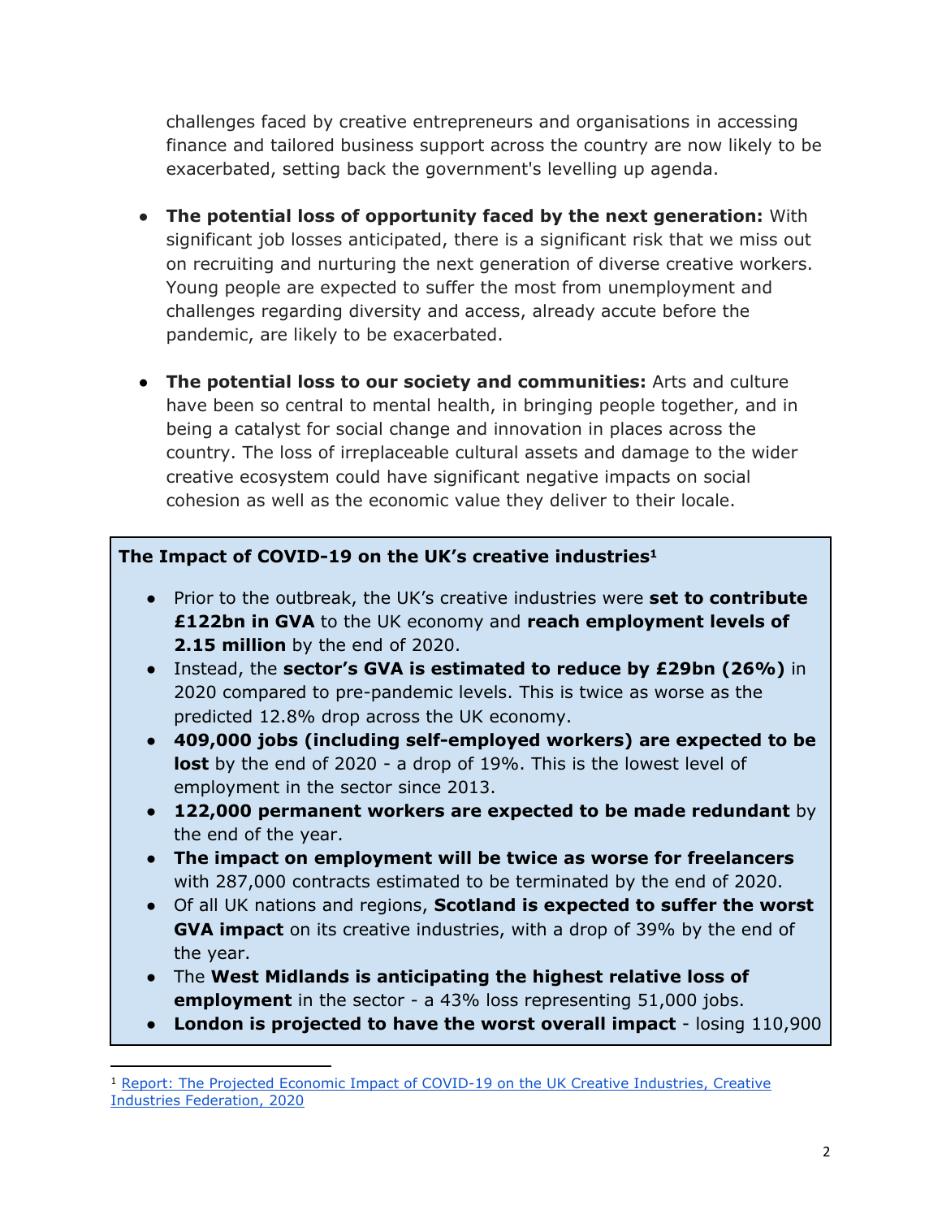challenges faced by creative entrepreneurs and organisations in accessing finance and tailored business support across the country are now likely to be exacerbated, setting back the government's levelling up agenda.

- **The potential loss of opportunity faced by the next generation:** With significant job losses anticipated, there is a significant risk that we miss out on recruiting and nurturing the next generation of diverse creative workers. Young people are expected to suffer the most from unemployment and challenges regarding diversity and access, already accute before the pandemic, are likely to be exacerbated.

- **The potential loss to our society and communities:** Arts and culture have been so central to mental health, in bringing people together, and in being a catalyst for social change and innovation in places across the country. The loss of irreplaceable cultural assets and damage to the wider creative ecosystem could have significant negative impacts on social cohesion as well as the economic value they deliver to their locale.

**The Impact of COVID-19 on the UK's creative industries**[1]

- Prior to the outbreak, the UK's creative industries were **set to contribute £122bn in GVA** to the UK economy and **reach employment levels of 2.15 million** by the end of 2020.
- Instead, the **sector's GVA is estimated to reduce by £29bn (26%)** in 2020 compared to pre-pandemic levels. This is twice as worse as the predicted 12.8% drop across the UK economy.
- **409,000 jobs (including self-employed workers) are expected to be lost** by the end of 2020 - a drop of 19%. This is the lowest level of employment in the sector since 2013.
- **122,000 permanent workers are expected to be made redundant** by the end of the year.
- **The impact on employment will be twice as worse for freelancers** with 287,000 contracts estimated to be terminated by the end of 2020.
- Of all UK nations and regions, **Scotland is expected to suffer the worst GVA impact** on its creative industries, with a drop of 39% by the end of the year.
- The **West Midlands is anticipating the highest relative loss of employment** in the sector - a 43% loss representing 51,000 jobs.
- **London is projected to have the worst overall impact** - losing 110,900

[1] Report: The Projected Economic Impact of COVID-19 on the UK Creative Industries, Creative Industries Federation, 2020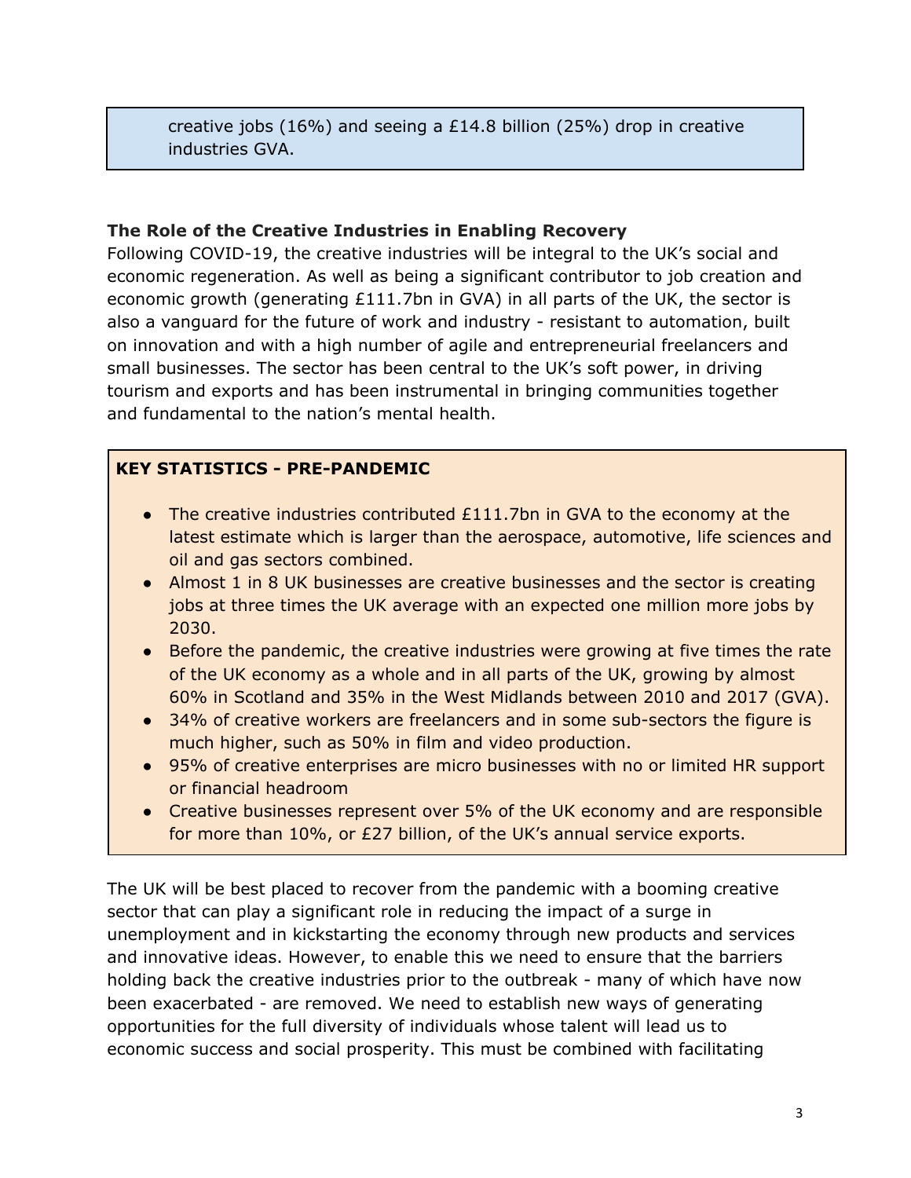creative jobs (16%) and seeing a £14.8 billion (25%) drop in creative industries GVA.

### The Role of the Creative Industries in Enabling Recovery

Following COVID-19, the creative industries will be integral to the UK's social and economic regeneration. As well as being a significant contributor to job creation and economic growth (generating £111.7bn in GVA) in all parts of the UK, the sector is also a vanguard for the future of work and industry - resistant to automation, built on innovation and with a high number of agile and entrepreneurial freelancers and small businesses. The sector has been central to the UK's soft power, in driving tourism and exports and has been instrumental in bringing communities together and fundamental to the nation's mental health.

**KEY STATISTICS - PRE-PANDEMIC**

- The creative industries contributed £111.7bn in GVA to the economy at the latest estimate which is larger than the aerospace, automotive, life sciences and oil and gas sectors combined.
- Almost 1 in 8 UK businesses are creative businesses and the sector is creating jobs at three times the UK average with an expected one million more jobs by 2030.
- Before the pandemic, the creative industries were growing at five times the rate of the UK economy as a whole and in all parts of the UK, growing by almost 60% in Scotland and 35% in the West Midlands between 2010 and 2017 (GVA).
- 34% of creative workers are freelancers and in some sub-sectors the figure is much higher, such as 50% in film and video production.
- 95% of creative enterprises are micro businesses with no or limited HR support or financial headroom
- Creative businesses represent over 5% of the UK economy and are responsible for more than 10%, or £27 billion, of the UK's annual service exports.

The UK will be best placed to recover from the pandemic with a booming creative sector that can play a significant role in reducing the impact of a surge in unemployment and in kickstarting the economy through new products and services and innovative ideas. However, to enable this we need to ensure that the barriers holding back the creative industries prior to the outbreak - many of which have now been exacerbated - are removed. We need to establish new ways of generating opportunities for the full diversity of individuals whose talent will lead us to economic success and social prosperity. This must be combined with facilitating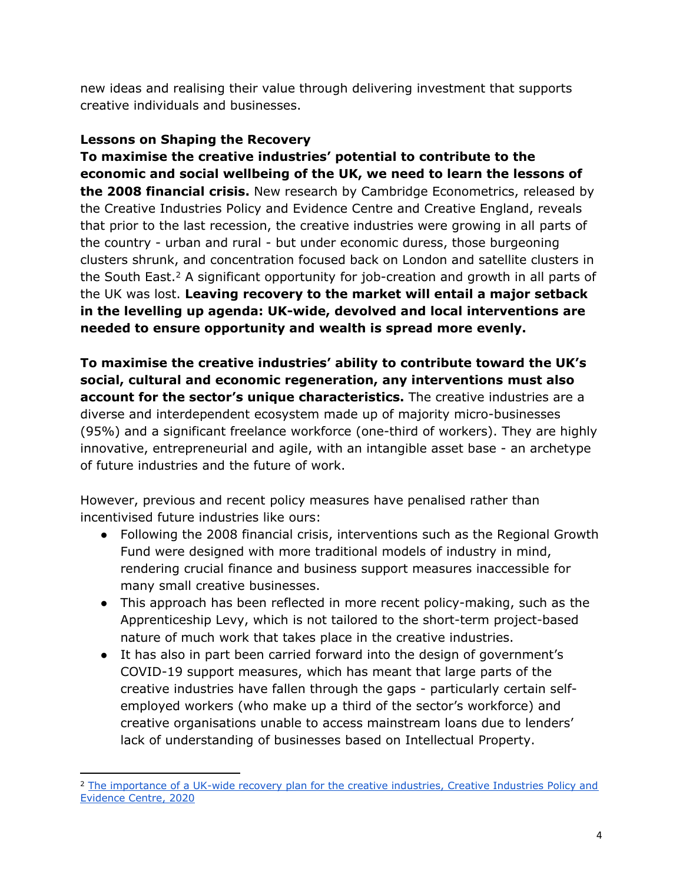new ideas and realising their value through delivering investment that supports creative individuals and businesses.

**Lessons on Shaping the Recovery**

**To maximise the creative industries' potential to contribute to the economic and social wellbeing of the UK, we need to learn the lessons of the 2008 financial crisis.** New research by Cambridge Econometrics, released by the Creative Industries Policy and Evidence Centre and Creative England, reveals that prior to the last recession, the creative industries were growing in all parts of the country - urban and rural - but under economic duress, those burgeoning clusters shrunk, and concentration focused back on London and satellite clusters in the South East.[2] A significant opportunity for job-creation and growth in all parts of the UK was lost. **Leaving recovery to the market will entail a major setback in the levelling up agenda: UK-wide, devolved and local interventions are needed to ensure opportunity and wealth is spread more evenly.**

**To maximise the creative industries' ability to contribute toward the UK's social, cultural and economic regeneration, any interventions must also account for the sector's unique characteristics.** The creative industries are a diverse and interdependent ecosystem made up of majority micro-businesses (95%) and a significant freelance workforce (one-third of workers). They are highly innovative, entrepreneurial and agile, with an intangible asset base - an archetype of future industries and the future of work.

However, previous and recent policy measures have penalised rather than incentivised future industries like ours:

- Following the 2008 financial crisis, interventions such as the Regional Growth Fund were designed with more traditional models of industry in mind, rendering crucial finance and business support measures inaccessible for many small creative businesses.
- This approach has been reflected in more recent policy-making, such as the Apprenticeship Levy, which is not tailored to the short-term project-based nature of much work that takes place in the creative industries.
- It has also in part been carried forward into the design of government's COVID-19 support measures, which has meant that large parts of the creative industries have fallen through the gaps - particularly certain self-employed workers (who make up a third of the sector's workforce) and creative organisations unable to access mainstream loans due to lenders' lack of understanding of businesses based on Intellectual Property.

---

[2] The importance of a UK-wide recovery plan for the creative industries, Creative Industries Policy and Evidence Centre, 2020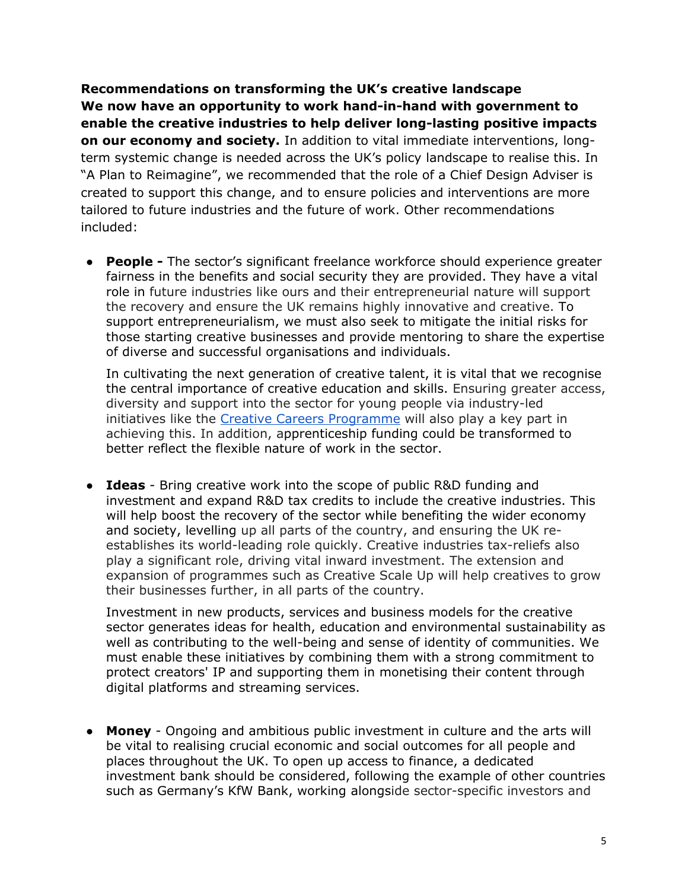**Recommendations on transforming the UK's creative landscape**

**We now have an opportunity to work hand-in-hand with government to enable the creative industries to help deliver long-lasting positive impacts on our economy and society.** In addition to vital immediate interventions, long-term systemic change is needed across the UK's policy landscape to realise this. In "A Plan to Reimagine", we recommended that the role of a Chief Design Adviser is created to support this change, and to ensure policies and interventions are more tailored to future industries and the future of work. Other recommendations included:

- **People -** The sector's significant freelance workforce should experience greater fairness in the benefits and social security they are provided. They have a vital role in future industries like ours and their entrepreneurial nature will support the recovery and ensure the UK remains highly innovative and creative. To support entrepreneurialism, we must also seek to mitigate the initial risks for those starting creative businesses and provide mentoring to share the expertise of diverse and successful organisations and individuals.

  In cultivating the next generation of creative talent, it is vital that we recognise the central importance of creative education and skills. Ensuring greater access, diversity and support into the sector for young people via industry-led initiatives like the [Creative Careers Programme] will also play a key part in achieving this. In addition, apprenticeship funding could be transformed to better reflect the flexible nature of work in the sector.

- **Ideas** - Bring creative work into the scope of public R&D funding and investment and expand R&D tax credits to include the creative industries. This will help boost the recovery of the sector while benefiting the wider economy and society, levelling up all parts of the country, and ensuring the UK re-establishes its world-leading role quickly. Creative industries tax-reliefs also play a significant role, driving vital inward investment. The extension and expansion of programmes such as Creative Scale Up will help creatives to grow their businesses further, in all parts of the country.

  Investment in new products, services and business models for the creative sector generates ideas for health, education and environmental sustainability as well as contributing to the well-being and sense of identity of communities. We must enable these initiatives by combining them with a strong commitment to protect creators' IP and supporting them in monetising their content through digital platforms and streaming services.

- **Money** - Ongoing and ambitious public investment in culture and the arts will be vital to realising crucial economic and social outcomes for all people and places throughout the UK. To open up access to finance, a dedicated investment bank should be considered, following the example of other countries such as Germany's KfW Bank, working alongside sector-specific investors and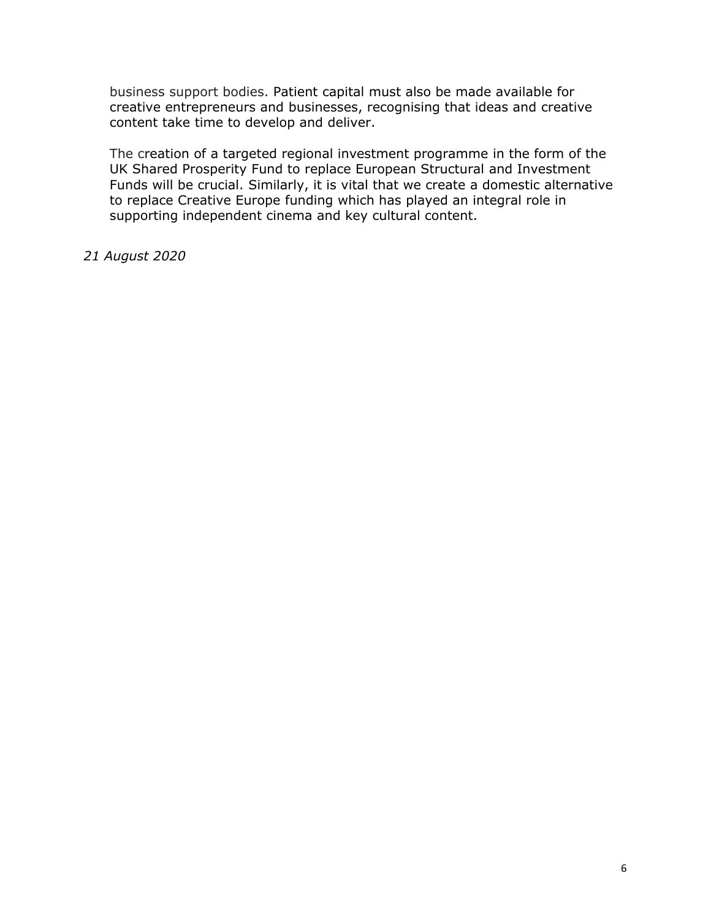business support bodies. Patient capital must also be made available for creative entrepreneurs and businesses, recognising that ideas and creative content take time to develop and deliver.

The creation of a targeted regional investment programme in the form of the UK Shared Prosperity Fund to replace European Structural and Investment Funds will be crucial. Similarly, it is vital that we create a domestic alternative to replace Creative Europe funding which has played an integral role in supporting independent cinema and key cultural content.

*21 August 2020*